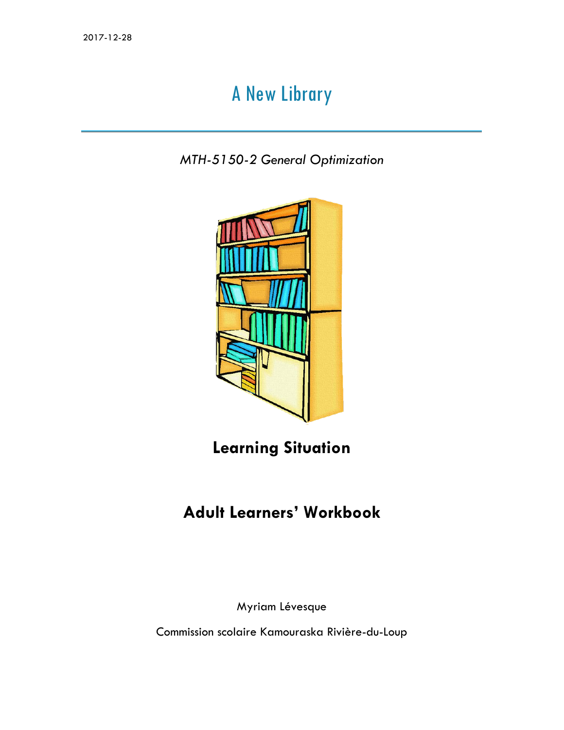2017-12-28

# A New Library

*MTH-5150-2 General Optimization*

**Learning Situation**

**Adult Learners' Workbook**

Myriam Lévesque

Commission scolaire Kamouraska Rivière-du-Loup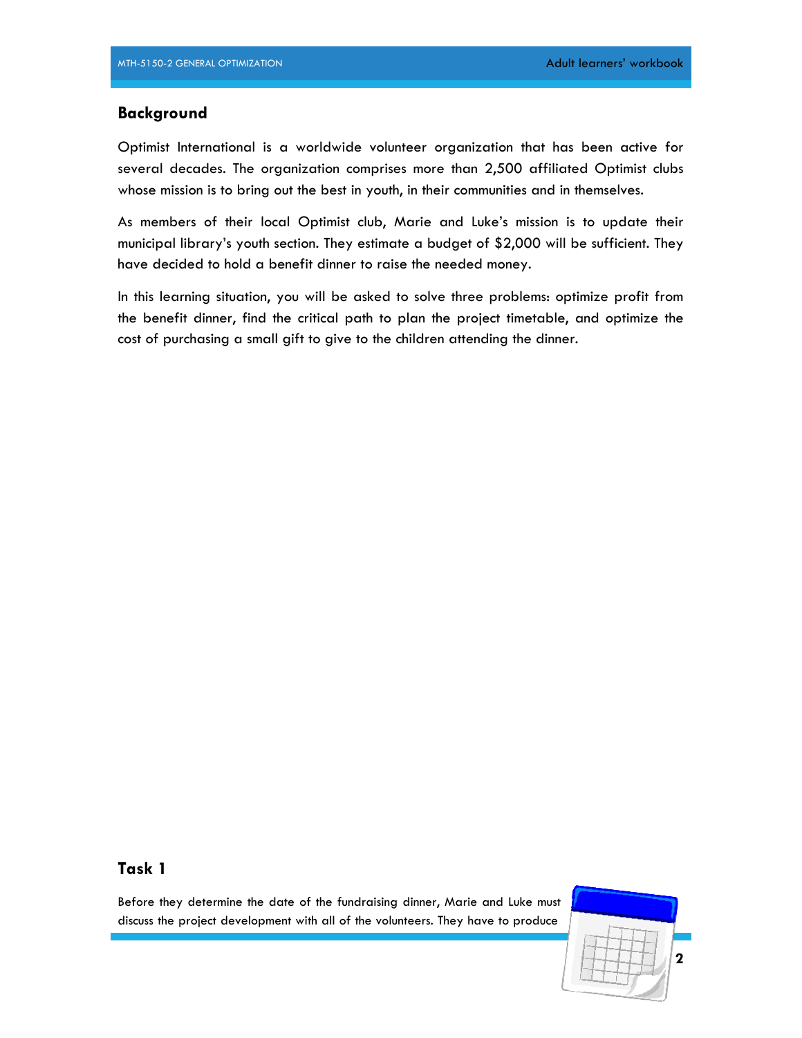## Background

Optimist International is a worldwide volunteer organization that has been active for several decades. The organization comprises more than 2,500 affiliated Optimist clubs whose mission is to bring out the best in youth, in their communities and in themselves.

As members of their local Optimist club, Marie and Luke's mission is to update their municipal library's youth section. They estimate a budget of $2,000 will be sufficient. They have decided to hold a benefit dinner to raise the needed money.

In this learning situation, you will be asked to solve three problems: optimize profit from the benefit dinner, find the critical path to plan the project timetable, and optimize the cost of purchasing a small gift to give to the children attending the dinner.

## Task 1

Before they determine the date of the fundraising dinner, Marie and Luke must discuss the project development with all of the volunteers. They have to produce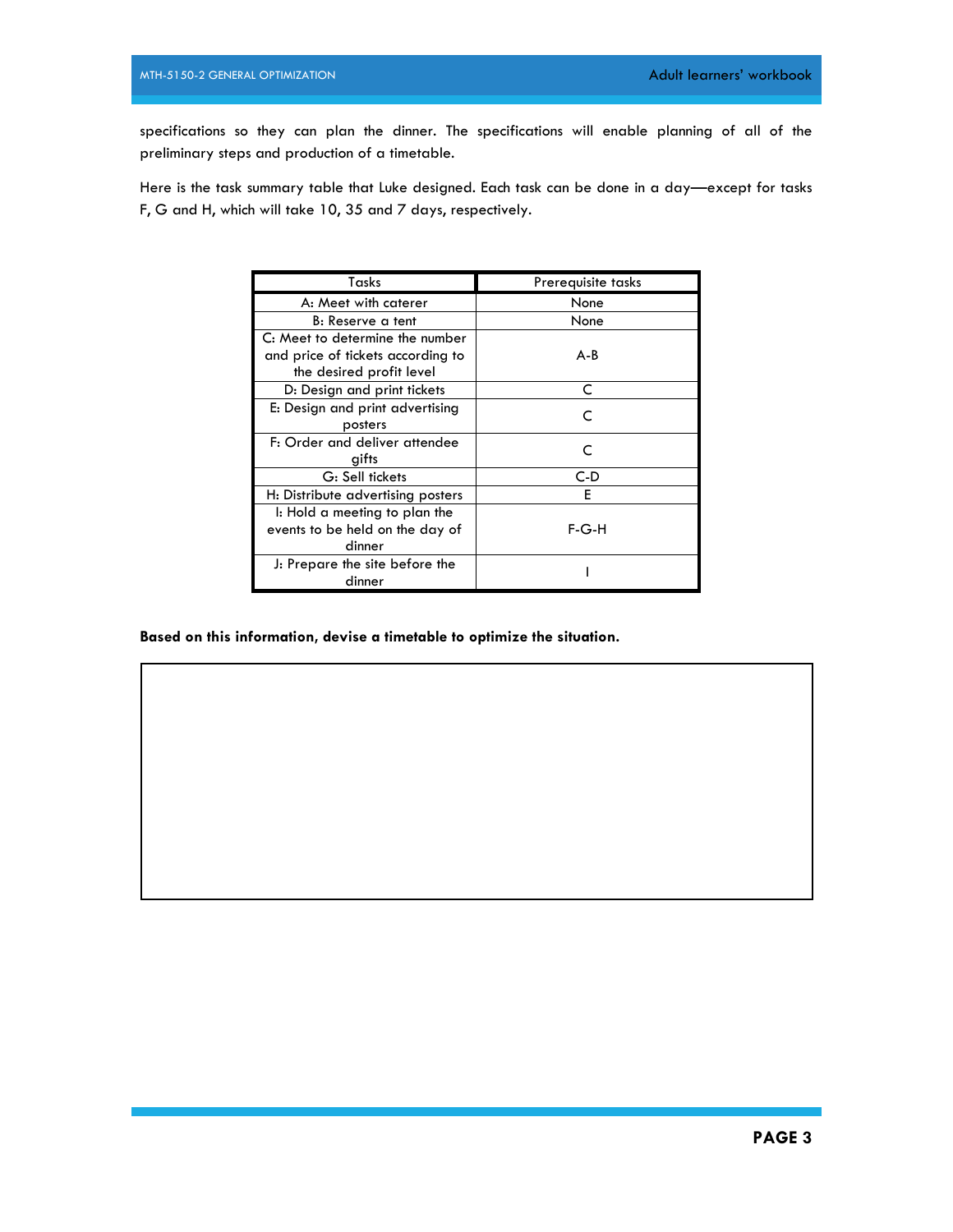specifications so they can plan the dinner. The specifications will enable planning of all of the preliminary steps and production of a timetable.

Here is the task summary table that Luke designed. Each task can be done in a day—except for tasks F, G and H, which will take 10, 35 and 7 days, respectively.

| Tasks | Prerequisite tasks |
|---|---|
| A: Meet with caterer | None |
| B: Reserve a tent | None |
| C: Meet to determine the number and price of tickets according to the desired profit level | A-B |
| D: Design and print tickets | C |
| E: Design and print advertising posters | C |
| F: Order and deliver attendee gifts | C |
| G: Sell tickets | C-D |
| H: Distribute advertising posters | E |
| I: Hold a meeting to plan the events to be held on the day of dinner | F-G-H |
| J: Prepare the site before the dinner | I |

**Based on this information, devise a timetable to optimize the situation.**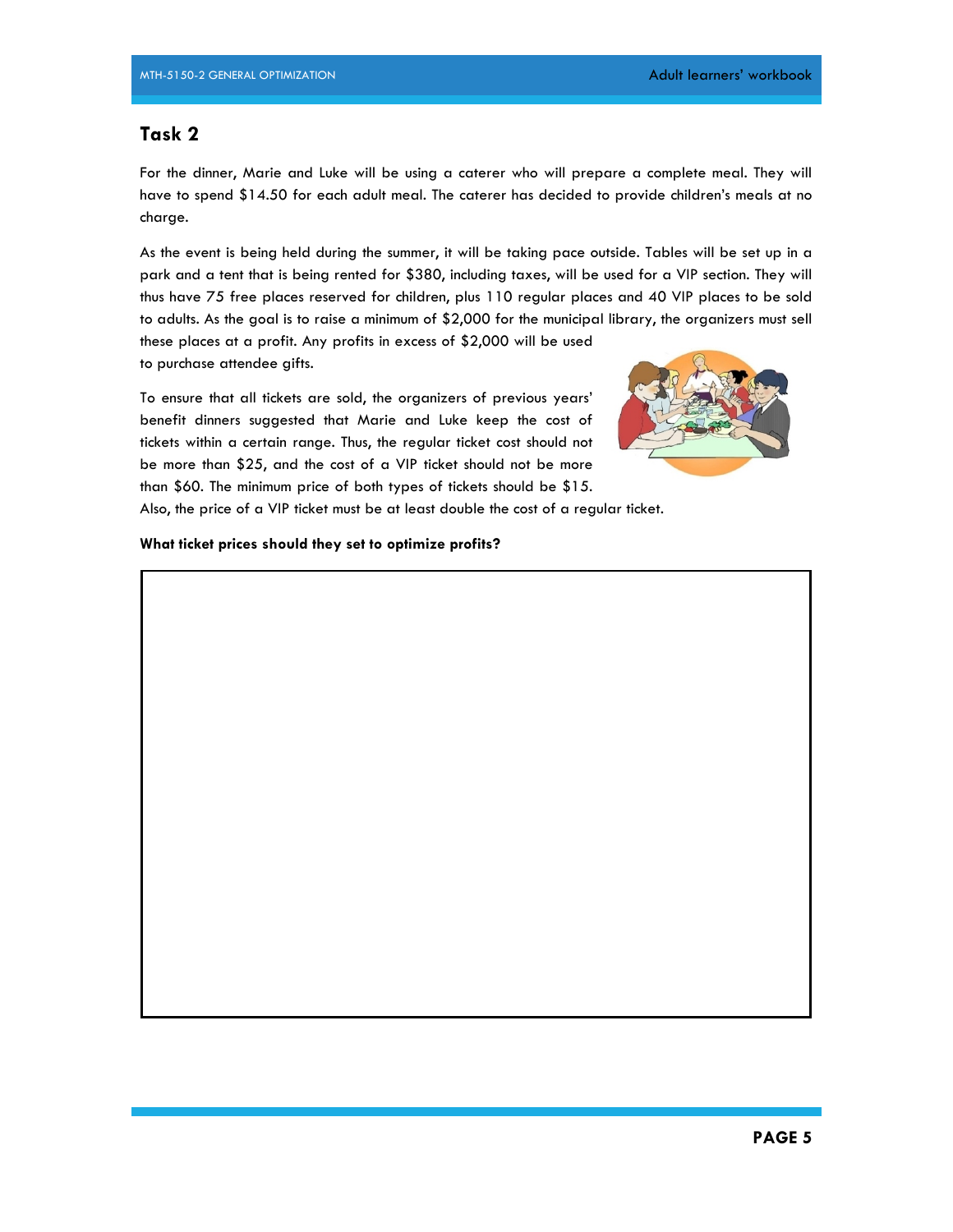## Task 2

For the dinner, Marie and Luke will be using a caterer who will prepare a complete meal. They will have to spend $14.50 for each adult meal. The caterer has decided to provide children's meals at no charge.

As the event is being held during the summer, it will be taking pace outside. Tables will be set up in a park and a tent that is being rented for $380, including taxes, will be used for a VIP section. They will thus have 75 free places reserved for children, plus 110 regular places and 40 VIP places to be sold to adults. As the goal is to raise a minimum of $2,000 for the municipal library, the organizers must sell these places at a profit. Any profits in excess of $2,000 will be used to purchase attendee gifts.

To ensure that all tickets are sold, the organizers of previous years' benefit dinners suggested that Marie and Luke keep the cost of tickets within a certain range. Thus, the regular ticket cost should not be more than $25, and the cost of a VIP ticket should not be more than $60. The minimum price of both types of tickets should be $15. Also, the price of a VIP ticket must be at least double the cost of a regular ticket.

**What ticket prices should they set to optimize profits?**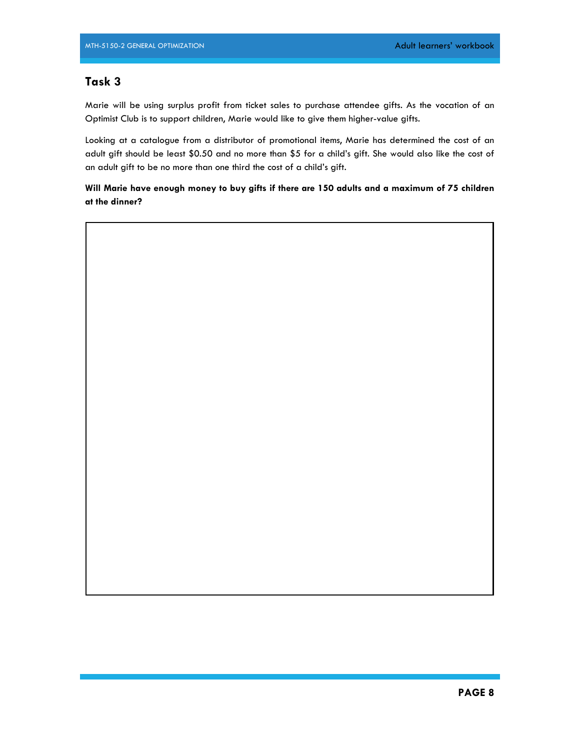## Task 3

Marie will be using surplus profit from ticket sales to purchase attendee gifts. As the vocation of an Optimist Club is to support children, Marie would like to give them higher-value gifts.

Looking at a catalogue from a distributor of promotional items, Marie has determined the cost of an adult gift should be least $0.50 and no more than $5 for a child's gift. She would also like the cost of an adult gift to be no more than one third the cost of a child's gift.

**Will Marie have enough money to buy gifts if there are 150 adults and a maximum of 75 children at the dinner?**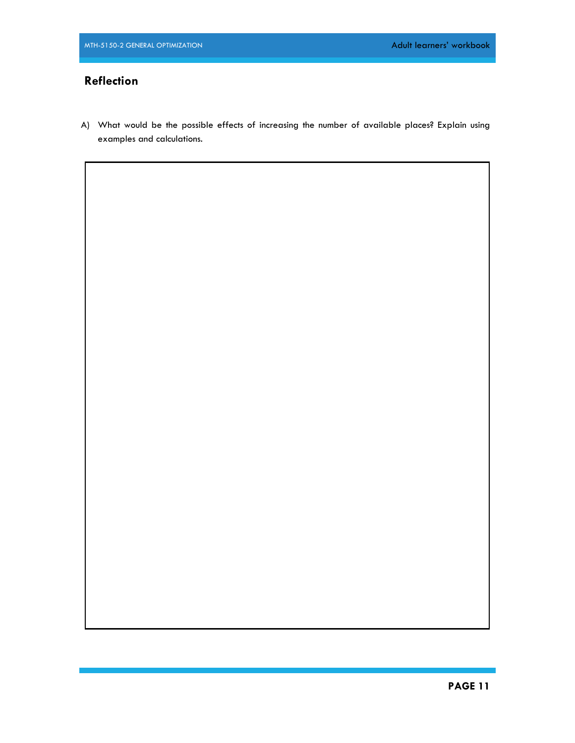## Reflection

A) What would be the possible effects of increasing the number of available places? Explain using examples and calculations.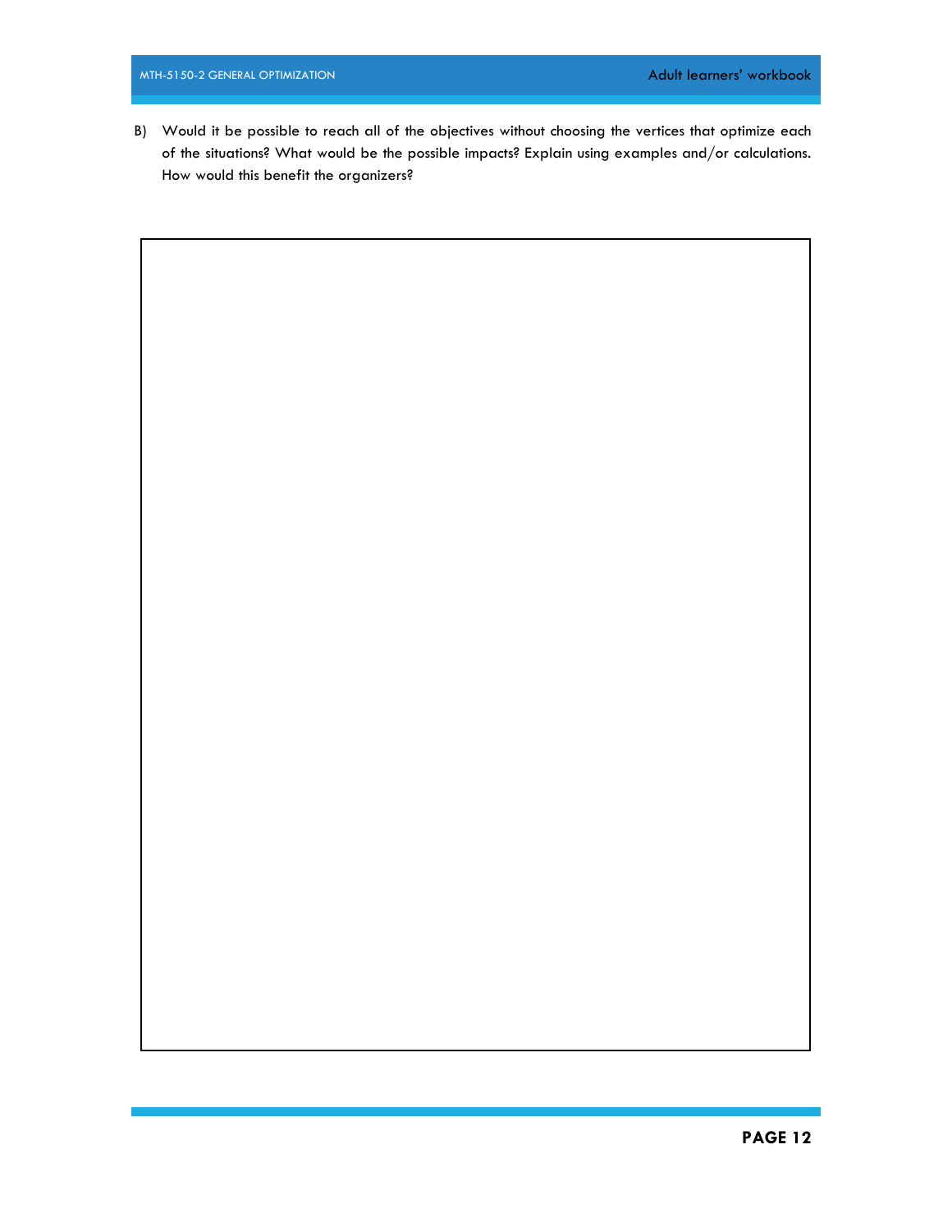B) Would it be possible to reach all of the objectives without choosing the vertices that optimize each of the situations? What would be the possible impacts? Explain using examples and/or calculations. How would this benefit the organizers?